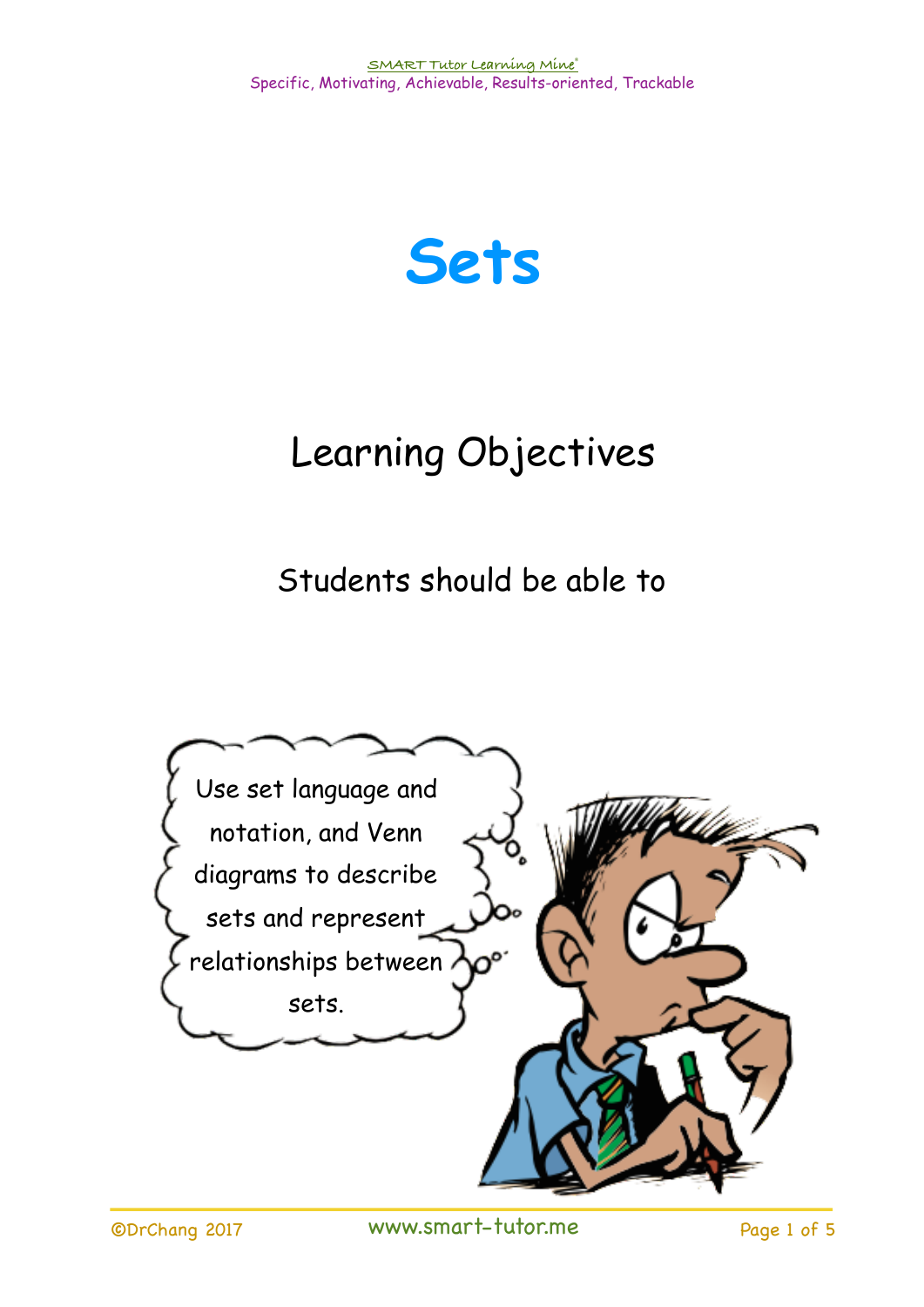# Sets

## Learning Objectives

Students should be able to

Use set language and notation, and Venn diagrams to describe sets and represent relationships between sets.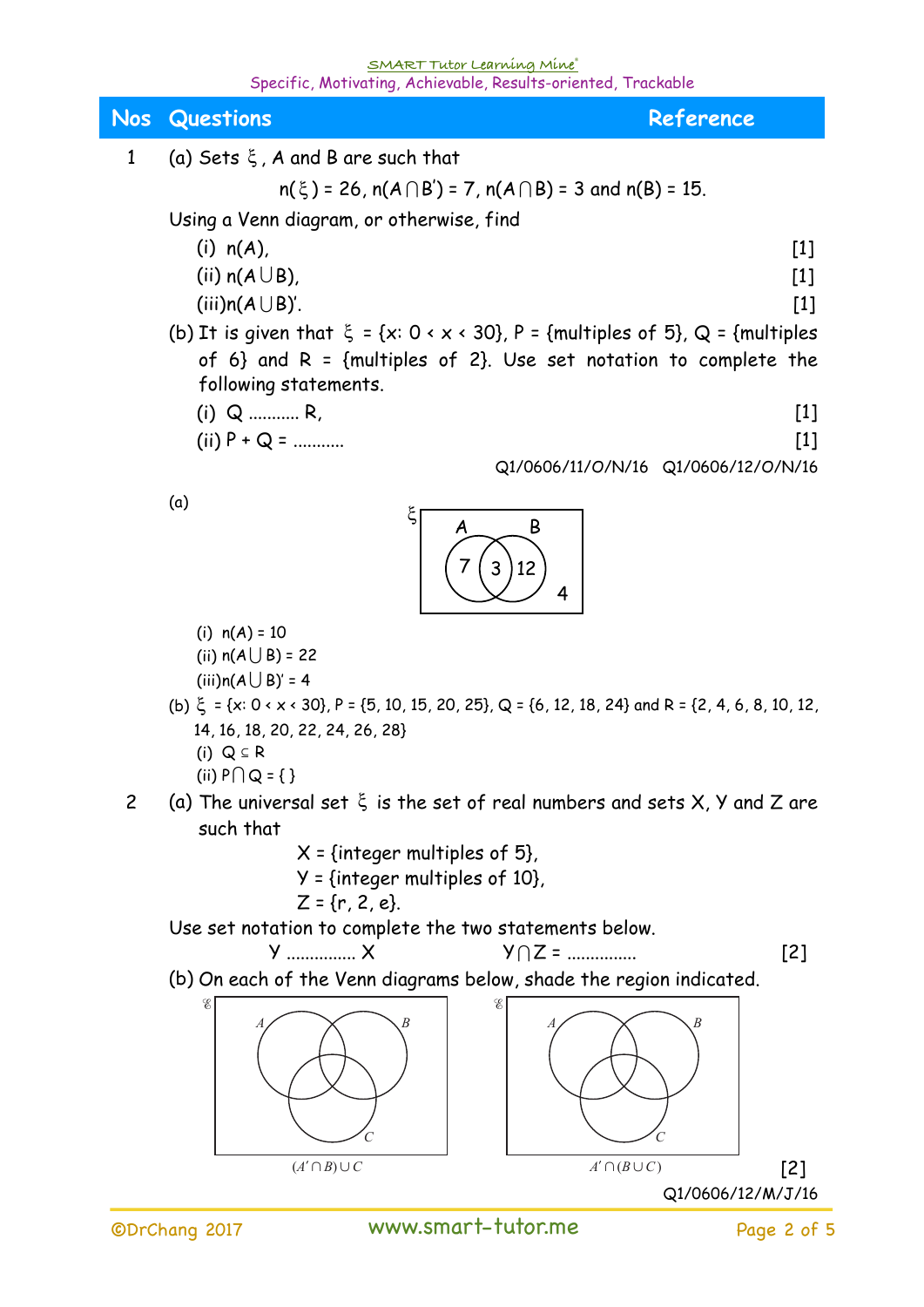| Nos | Questions | Reference |
|---|---|---|

1 (a) Sets $\xi$, A and B are such that

$$n(\xi) = 26,\ n(A \cap B') = 7,\ n(A \cap B) = 3 \text{ and } n(B) = 15.$$

Using a Venn diagram, or otherwise, find

(i) $n(A)$, [1]

(ii) $n(A \cup B)$, [1]

(iii) $n(A \cup B)'$. [1]

(b) It is given that $\xi$ = {x: 0 < x < 30}, P = {multiples of 5}, Q = {multiples of 6} and R = {multiples of 2}. Use set notation to complete the following statements.

(i) Q .......... R, [1]

(ii) P + Q = .......... [1]

Q1/0606/11/O/N/16 Q1/0606/12/O/N/16

(a)

Venn diagram: $\xi$ with A and B; A only = 7, $A \cap B$ = 3, B only = 12, outside = 4.

(i) $n(A) = 10$

(ii) $n(A \cup B) = 22$

(iii) $n(A \cup B)' = 4$

(b) $\xi$ = {x: 0 < x < 30}, P = {5, 10, 15, 20, 25}, Q = {6, 12, 18, 24} and R = {2, 4, 6, 8, 10, 12, 14, 16, 18, 20, 22, 24, 26, 28}

(i) $Q \subseteq R$

(ii) $P \cap Q = \{\ \}$

2 (a) The universal set $\xi$ is the set of real numbers and sets X, Y and Z are such that

X = {integer multiples of 5},
Y = {integer multiples of 10},
Z = {r, 2, e}.

Use set notation to complete the two statements below.

Y .............. X $\qquad$ $Y \cap Z$ = .............. [2]

(b) On each of the Venn diagrams below, shade the region indicated.

$(A' \cap B) \cup C$ $\qquad$ $A' \cap (B \cup C)$ [2]

Q1/0606/12/M/J/16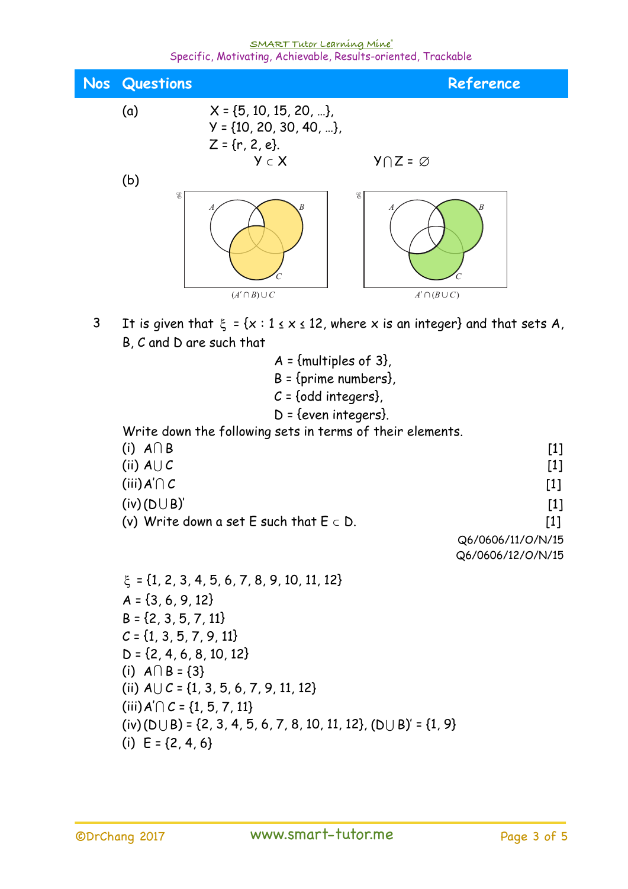| Nos | Questions | Reference |
|---|---|---|

(a) $X = \{5, 10, 15, 20, \ldots\}$,
$Y = \{10, 20, 30, 40, \ldots\}$,
$Z = \{r, 2, e\}$.

$Y \subset X$ $\qquad$ $Y \cap Z = \varnothing$

(b)

$(A' \cap B) \cup C$ $\qquad$ $A' \cap (B \cup C)$

3 It is given that $\xi = \{x : 1 \le x \le 12$, where $x$ is an integer$\}$ and that sets A, B, C and D are such that

A = {multiples of 3},
B = {prime numbers},
C = {odd integers},
D = {even integers}.

Write down the following sets in terms of their elements.

(i) $A \cap B$ [1]
(ii) $A \cup C$ [1]
(iii) $A' \cap C$ [1]
(iv) $(D \cup B)'$ [1]
(v) Write down a set E such that $E \subset D$. [1]

Q6/0606/11/O/N/15
Q6/0606/12/O/N/15

$\xi = \{1, 2, 3, 4, 5, 6, 7, 8, 9, 10, 11, 12\}$
$A = \{3, 6, 9, 12\}$
$B = \{2, 3, 5, 7, 11\}$
$C = \{1, 3, 5, 7, 9, 11\}$
$D = \{2, 4, 6, 8, 10, 12\}$
(i) $A \cap B = \{3\}$
(ii) $A \cup C = \{1, 3, 5, 6, 7, 9, 11, 12\}$
(iii) $A' \cap C = \{1, 5, 7, 11\}$
(iv) $(D \cup B) = \{2, 3, 4, 5, 6, 7, 8, 10, 11, 12\}$, $(D \cup B)' = \{1, 9\}$
(i) $E = \{2, 4, 6\}$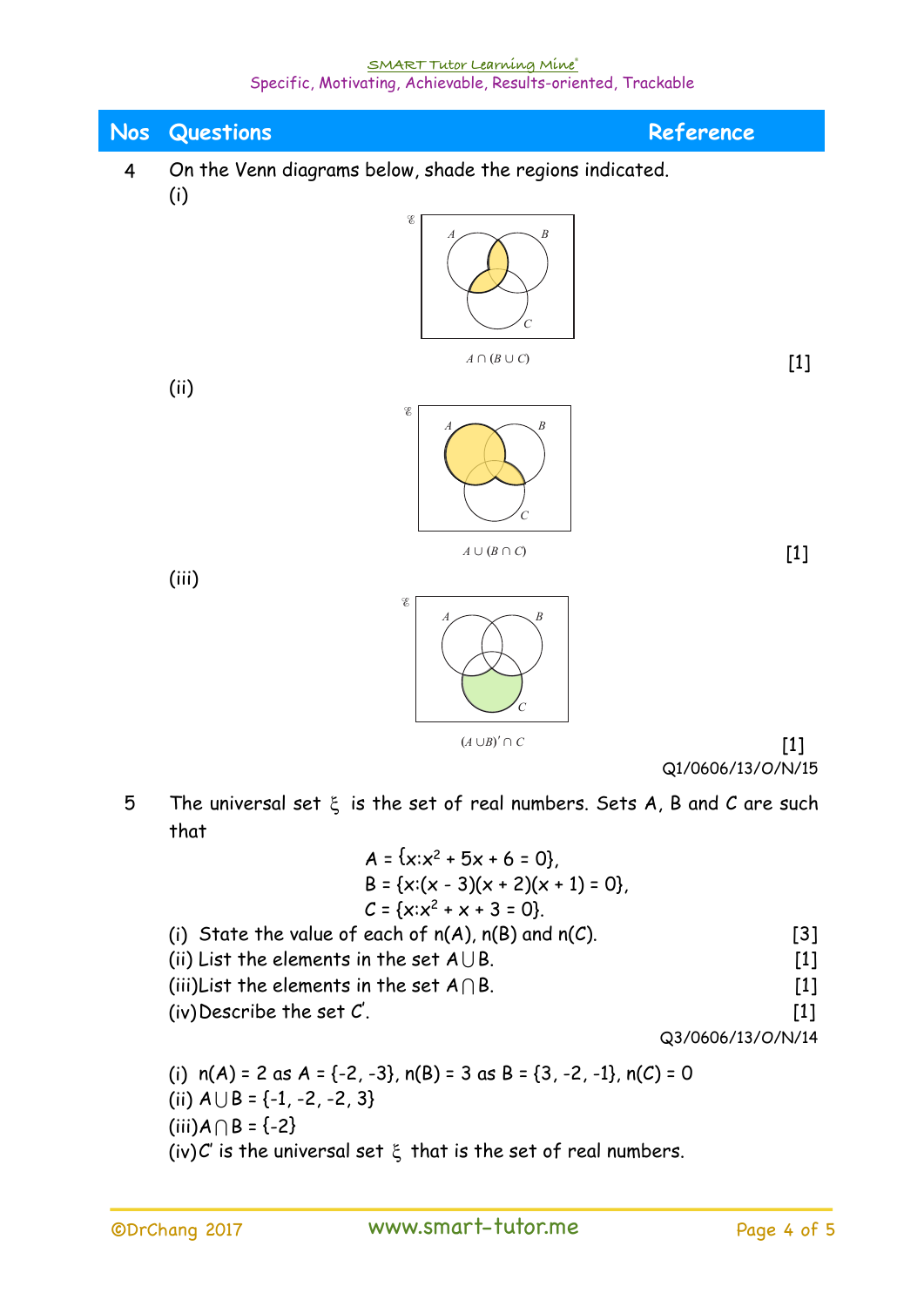| Nos | Questions | Reference |
|---|---|---|

4 On the Venn diagrams below, shade the regions indicated.

(i)

$A \cap (B \cup C)$ [1]

(ii)

$A \cup (B \cap C)$ [1]

(iii)

$(A \cup B)' \cap C$ [1]

Q1/0606/13/O/N/15

5 The universal set $\xi$ is the set of real numbers. Sets A, B and C are such that

$$A = \{x: x^2 + 5x + 6 = 0\},$$
$$B = \{x: (x - 3)(x + 2)(x + 1) = 0\},$$
$$C = \{x: x^2 + x + 3 = 0\}.$$

(i) State the value of each of n(A), n(B) and n(C). [3]

(ii) List the elements in the set $A \cup B$. [1]

(iii) List the elements in the set $A \cap B$. [1]

(iv) Describe the set $C'$. [1]

Q3/0606/13/O/N/14

(i) n(A) = 2 as A = {-2, -3}, n(B) = 3 as B = {3, -2, -1}, n(C) = 0

(ii) $A \cup B$ = {-1, -2, -2, 3}

(iii) $A \cap B$ = {-2}

(iv) $C'$ is the universal set $\xi$ that is the set of real numbers.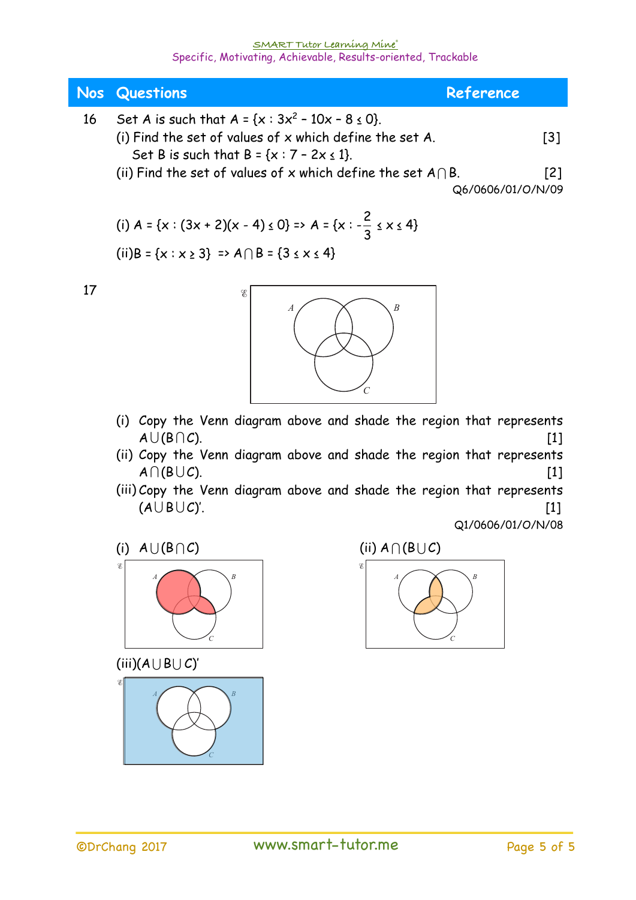| Nos | Questions | Reference |
|---|---|---|
| 16 | Set A is such that $A = \{x : 3x^2 - 10x - 8 \leq 0\}$.<br>(i) Find the set of values of x which define the set A. [3]<br>Set B is such that $B = \{x : 7 - 2x \leq 1\}$.<br>(ii) Find the set of values of x which define the set $A \cap B$. [2] | Q6/0606/01/O/N/09 |

(i) $A = \{x : (3x + 2)(x - 4) \leq 0\} \Rightarrow A = \{x : -\frac{2}{3} \leq x \leq 4\}$

(ii) $B = \{x : x \geq 3\} \Rightarrow A \cap B = \{3 \leq x \leq 4\}$

17

ℰ
A
B
C

(i) Copy the Venn diagram above and shade the region that represents $A \cup (B \cap C)$. [1]

(ii) Copy the Venn diagram above and shade the region that represents $A \cap (B \cup C)$. [1]

(iii) Copy the Venn diagram above and shade the region that represents $(A \cup B \cup C)'$. [1]

Q1/0606/01/O/N/08

(i) $A \cup (B \cap C)$

ℰ
A
B
C

(ii) $A \cap (B \cup C)$

ℰ
A
B
C

(iii) $(A \cup B \cup C)'$

ℰ
A
B
C